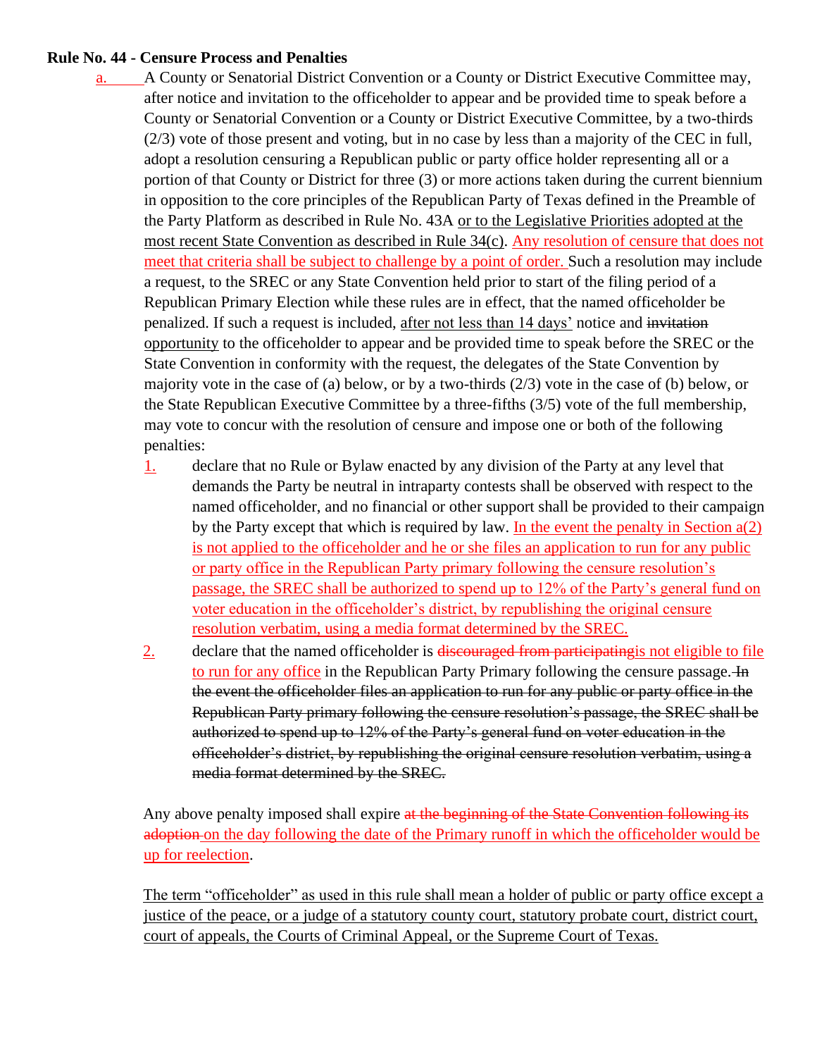**Rule No. 44 - Census Process and Penalties**

a. A County or Senatorial District Convention or a County or District Executive Committee may, after notice and invitation to the officeholder to appear and be provided time to speak before a County or Senatorial Convention or a County or District Executive Committee, by a two-thirds (2/3) vote of those present and voting, but in no case by less than a majority of the CEC in full, adopt a resolution censuring a Republican public or party office holder representing all or a portion of that County or District for three (3) or more actions taken during the current biennium in opposition to the core principles of the Republican Party of Texas defined in the Preamble of the Party Platform as described in Rule No. 43A or to the Legislative Priorities adopted at the most recent State Convention as described in Rule 34(c). Any resolution of censure that does not meet that criteria shall be subject to challenge by a point of order. Such a resolution may include a request, to the SREC or any State Convention held prior to start of the filing period of a Republican Primary Election while these rules are in effect, that the named officeholder be penalized. If such a request is included, after not less than 14 days' notice and ~~invitation~~ opportunity to the officeholder to appear and be provided time to speak before the SREC or the State Convention in conformity with the request, the delegates of the State Convention by majority vote in the case of (a) below, or by a two-thirds (2/3) vote in the case of (b) below, or the State Republican Executive Committee by a three-fifths (3/5) vote of the full membership, may vote to concur with the resolution of censure and impose one or both of the following penalties:

1. declare that no Rule or Bylaw enacted by any division of the Party at any level that demands the Party be neutral in intraparty contests shall be observed with respect to the named officeholder, and no financial or other support shall be provided to their campaign by the Party except that which is required by law. In the event the penalty in Section a(2) is not applied to the officeholder and he or she files an application to run for any public or party office in the Republican Party primary following the censure resolution's passage, the SREC shall be authorized to spend up to 12% of the Party's general fund on voter education in the officeholder's district, by republishing the original censure resolution verbatim, using a media format determined by the SREC.

2. declare that the named officeholder is ~~discouraged from participating~~is not eligible to file to run for any office in the Republican Party Primary following the censure passage. ~~In the event the officeholder files an application to run for any public or party office in the Republican Party primary following the censure resolution's passage, the SREC shall be authorized to spend up to 12% of the Party's general fund on voter education in the officeholder's district, by republishing the original censure resolution verbatim, using a media format determined by the SREC.~~

Any above penalty imposed shall expire ~~at the beginning of the State Convention following its adoption~~ on the day following the date of the Primary runoff in which the officeholder would be up for reelection.

The term "officeholder" as used in this rule shall mean a holder of public or party office except a justice of the peace, or a judge of a statutory county court, statutory probate court, district court, court of appeals, the Courts of Criminal Appeal, or the Supreme Court of Texas.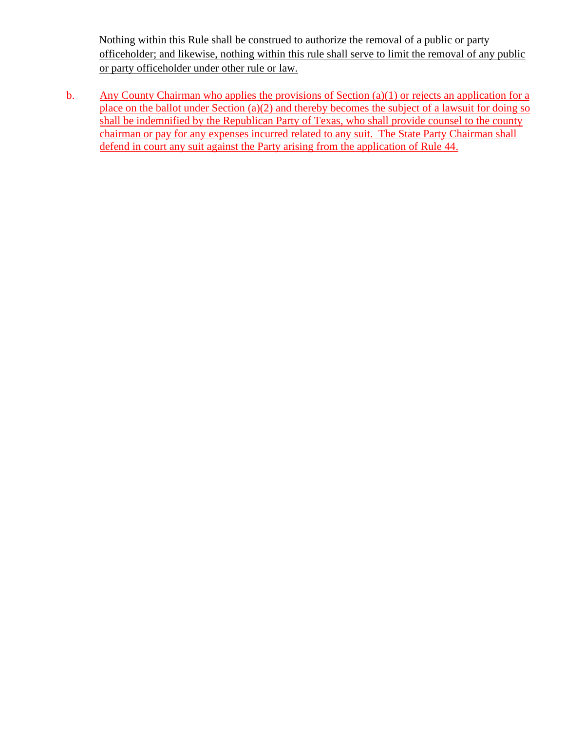Nothing within this Rule shall be construed to authorize the removal of a public or party officeholder; and likewise, nothing within this rule shall serve to limit the removal of any public or party officeholder under other rule or law.

b. Any County Chairman who applies the provisions of Section (a)(1) or rejects an application for a place on the ballot under Section (a)(2) and thereby becomes the subject of a lawsuit for doing so shall be indemnified by the Republican Party of Texas, who shall provide counsel to the county chairman or pay for any expenses incurred related to any suit. The State Party Chairman shall defend in court any suit against the Party arising from the application of Rule 44.